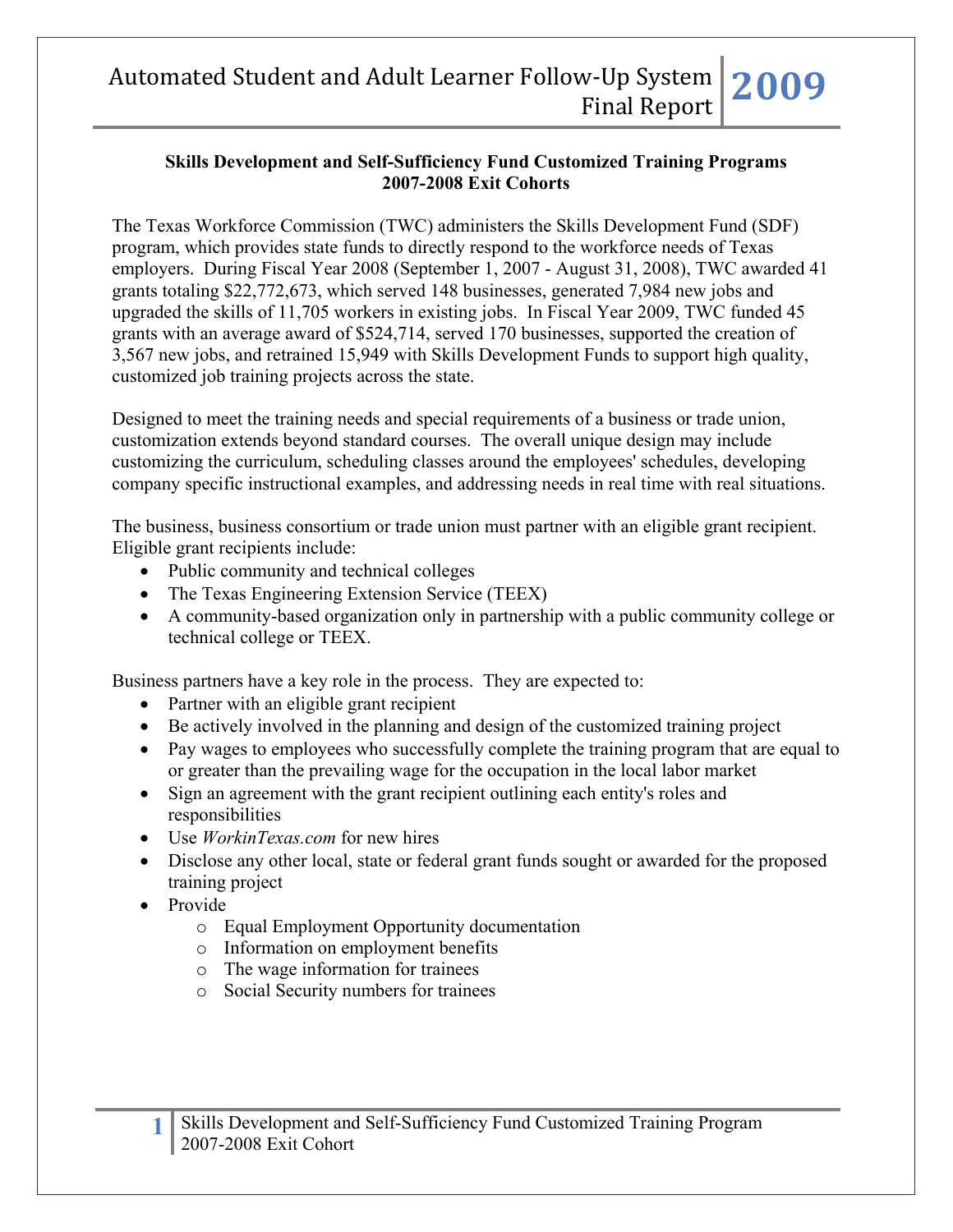**Skills Development and Self-Sufficiency Fund Customized Training Programs**
**2007-2008 Exit Cohorts**

The Texas Workforce Commission (TWC) administers the Skills Development Fund (SDF) program, which provides state funds to directly respond to the workforce needs of Texas employers. During Fiscal Year 2008 (September 1, 2007 - August 31, 2008), TWC awarded 41 grants totaling $22,772,673, which served 148 businesses, generated 7,984 new jobs and upgraded the skills of 11,705 workers in existing jobs. In Fiscal Year 2009, TWC funded 45 grants with an average award of $524,714, served 170 businesses, supported the creation of 3,567 new jobs, and retrained 15,949 with Skills Development Funds to support high quality, customized job training projects across the state.

Designed to meet the training needs and special requirements of a business or trade union, customization extends beyond standard courses. The overall unique design may include customizing the curriculum, scheduling classes around the employees' schedules, developing company specific instructional examples, and addressing needs in real time with real situations.

The business, business consortium or trade union must partner with an eligible grant recipient. Eligible grant recipients include:

- Public community and technical colleges
- The Texas Engineering Extension Service (TEEX)
- A community-based organization only in partnership with a public community college or technical college or TEEX.

Business partners have a key role in the process. They are expected to:

- Partner with an eligible grant recipient
- Be actively involved in the planning and design of the customized training project
- Pay wages to employees who successfully complete the training program that are equal to or greater than the prevailing wage for the occupation in the local labor market
- Sign an agreement with the grant recipient outlining each entity's roles and responsibilities
- Use *WorkinTexas.com* for new hires
- Disclose any other local, state or federal grant funds sought or awarded for the proposed training project
- Provide
  - Equal Employment Opportunity documentation
  - Information on employment benefits
  - The wage information for trainees
  - Social Security numbers for trainees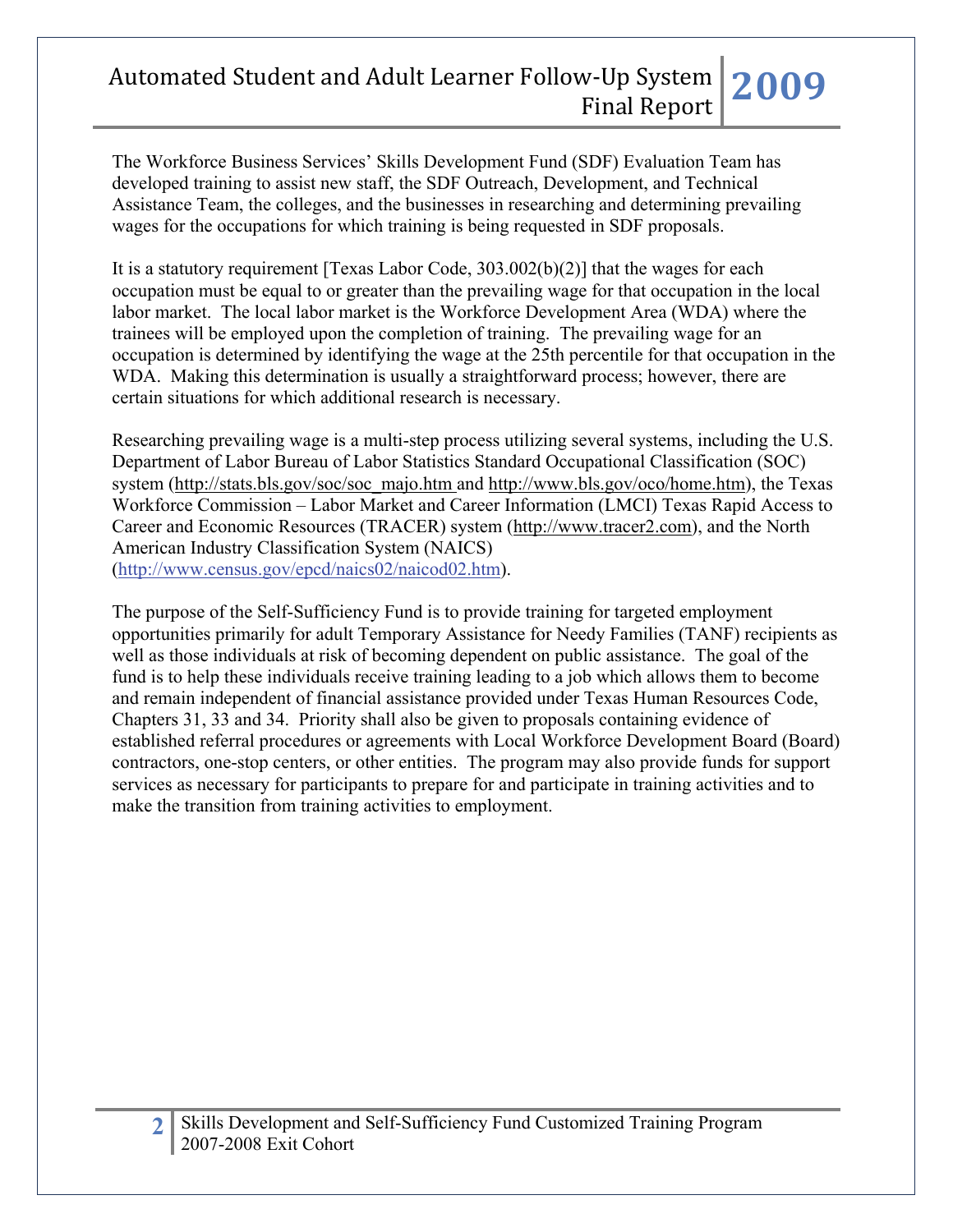The Workforce Business Services' Skills Development Fund (SDF) Evaluation Team has developed training to assist new staff, the SDF Outreach, Development, and Technical Assistance Team, the colleges, and the businesses in researching and determining prevailing wages for the occupations for which training is being requested in SDF proposals.

It is a statutory requirement [Texas Labor Code, 303.002(b)(2)] that the wages for each occupation must be equal to or greater than the prevailing wage for that occupation in the local labor market. The local labor market is the Workforce Development Area (WDA) where the trainees will be employed upon the completion of training. The prevailing wage for an occupation is determined by identifying the wage at the 25th percentile for that occupation in the WDA. Making this determination is usually a straightforward process; however, there are certain situations for which additional research is necessary.

Researching prevailing wage is a multi-step process utilizing several systems, including the U.S. Department of Labor Bureau of Labor Statistics Standard Occupational Classification (SOC) system (http://stats.bls.gov/soc/soc_majo.htm and http://www.bls.gov/oco/home.htm), the Texas Workforce Commission – Labor Market and Career Information (LMCI) Texas Rapid Access to Career and Economic Resources (TRACER) system (http://www.tracer2.com), and the North American Industry Classification System (NAICS) (http://www.census.gov/epcd/naics02/naicod02.htm).

The purpose of the Self-Sufficiency Fund is to provide training for targeted employment opportunities primarily for adult Temporary Assistance for Needy Families (TANF) recipients as well as those individuals at risk of becoming dependent on public assistance. The goal of the fund is to help these individuals receive training leading to a job which allows them to become and remain independent of financial assistance provided under Texas Human Resources Code, Chapters 31, 33 and 34. Priority shall also be given to proposals containing evidence of established referral procedures or agreements with Local Workforce Development Board (Board) contractors, one-stop centers, or other entities. The program may also provide funds for support services as necessary for participants to prepare for and participate in training activities and to make the transition from training activities to employment.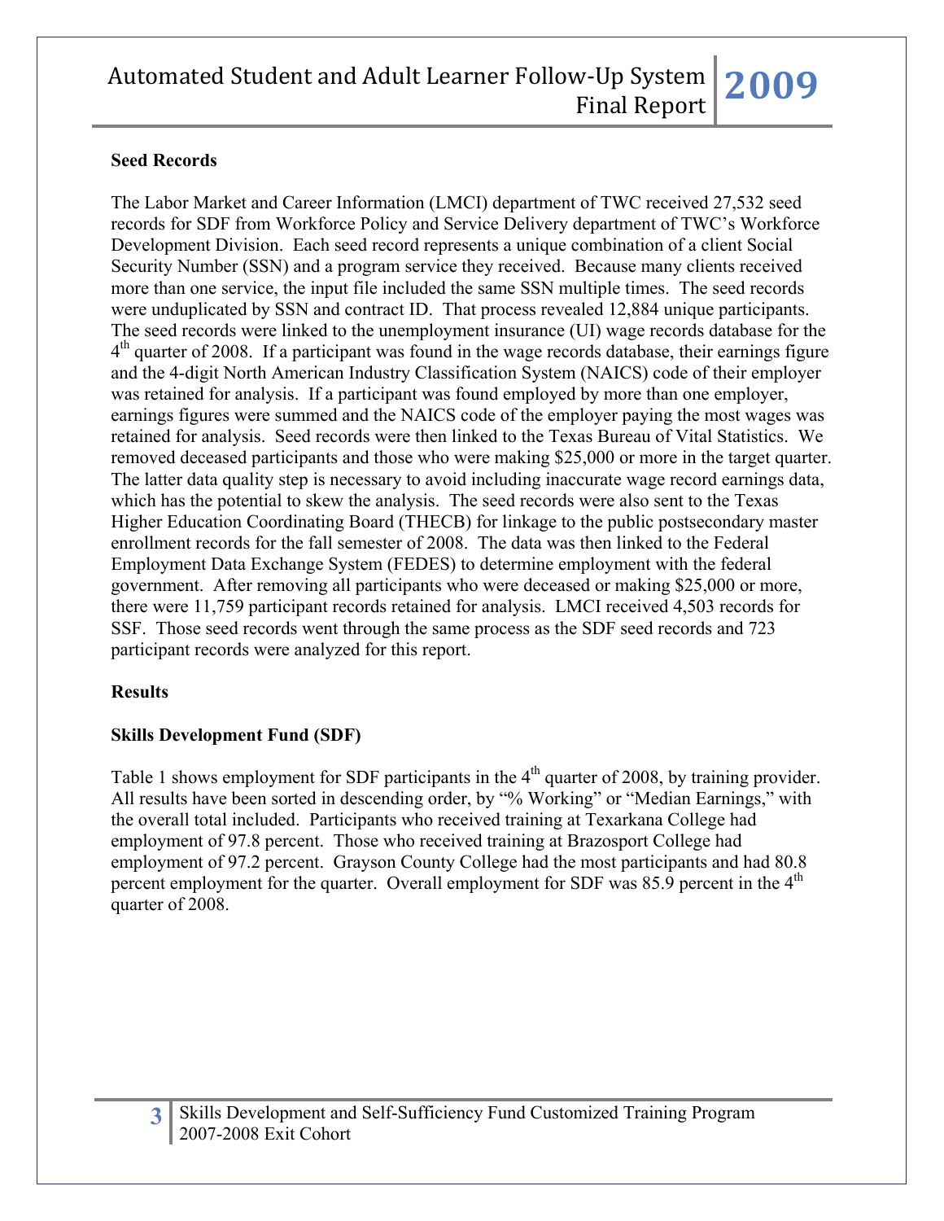**Seed Records**

The Labor Market and Career Information (LMCI) department of TWC received 27,532 seed records for SDF from Workforce Policy and Service Delivery department of TWC's Workforce Development Division. Each seed record represents a unique combination of a client Social Security Number (SSN) and a program service they received. Because many clients received more than one service, the input file included the same SSN multiple times. The seed records were unduplicated by SSN and contract ID. That process revealed 12,884 unique participants. The seed records were linked to the unemployment insurance (UI) wage records database for the 4th quarter of 2008. If a participant was found in the wage records database, their earnings figure and the 4-digit North American Industry Classification System (NAICS) code of their employer was retained for analysis. If a participant was found employed by more than one employer, earnings figures were summed and the NAICS code of the employer paying the most wages was retained for analysis. Seed records were then linked to the Texas Bureau of Vital Statistics. We removed deceased participants and those who were making $25,000 or more in the target quarter. The latter data quality step is necessary to avoid including inaccurate wage record earnings data, which has the potential to skew the analysis. The seed records were also sent to the Texas Higher Education Coordinating Board (THECB) for linkage to the public postsecondary master enrollment records for the fall semester of 2008. The data was then linked to the Federal Employment Data Exchange System (FEDES) to determine employment with the federal government. After removing all participants who were deceased or making $25,000 or more, there were 11,759 participant records retained for analysis. LMCI received 4,503 records for SSF. Those seed records went through the same process as the SDF seed records and 723 participant records were analyzed for this report.

**Results**

**Skills Development Fund (SDF)**

Table 1 shows employment for SDF participants in the 4th quarter of 2008, by training provider. All results have been sorted in descending order, by "% Working" or "Median Earnings," with the overall total included. Participants who received training at Texarkana College had employment of 97.8 percent. Those who received training at Brazosport College had employment of 97.2 percent. Grayson County College had the most participants and had 80.8 percent employment for the quarter. Overall employment for SDF was 85.9 percent in the 4th quarter of 2008.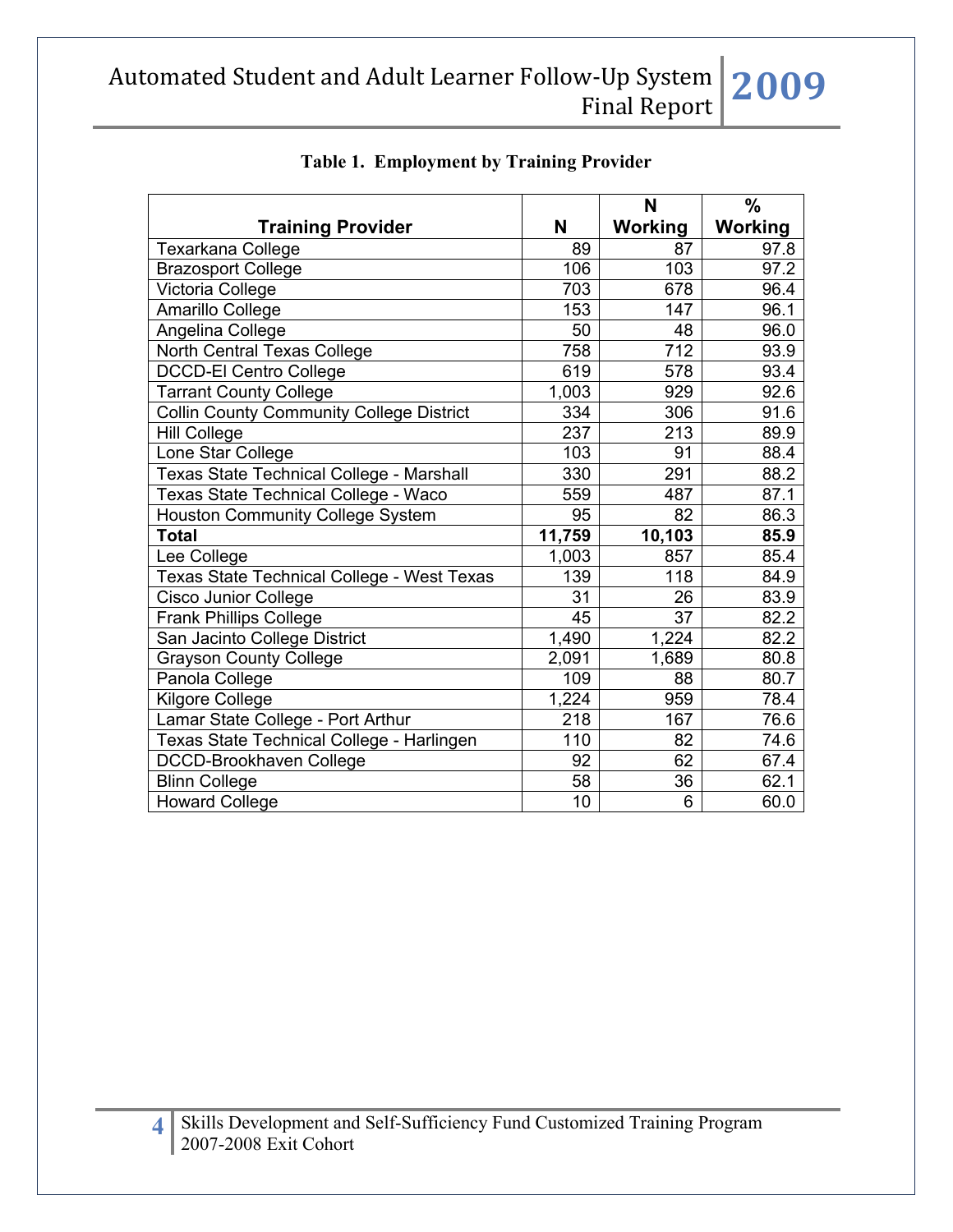**Table 1. Employment by Training Provider**

| Training Provider | N | N Working | % Working |
|---|---|---|---|
| Texarkana College | 89 | 87 | 97.8 |
| Brazosport College | 106 | 103 | 97.2 |
| Victoria College | 703 | 678 | 96.4 |
| Amarillo College | 153 | 147 | 96.1 |
| Angelina College | 50 | 48 | 96.0 |
| North Central Texas College | 758 | 712 | 93.9 |
| DCCD-El Centro College | 619 | 578 | 93.4 |
| Tarrant County College | 1,003 | 929 | 92.6 |
| Collin County Community College District | 334 | 306 | 91.6 |
| Hill College | 237 | 213 | 89.9 |
| Lone Star College | 103 | 91 | 88.4 |
| Texas State Technical College - Marshall | 330 | 291 | 88.2 |
| Texas State Technical College - Waco | 559 | 487 | 87.1 |
| Houston Community College System | 95 | 82 | 86.3 |
| **Total** | **11,759** | **10,103** | **85.9** |
| Lee College | 1,003 | 857 | 85.4 |
| Texas State Technical College - West Texas | 139 | 118 | 84.9 |
| Cisco Junior College | 31 | 26 | 83.9 |
| Frank Phillips College | 45 | 37 | 82.2 |
| San Jacinto College District | 1,490 | 1,224 | 82.2 |
| Grayson County College | 2,091 | 1,689 | 80.8 |
| Panola College | 109 | 88 | 80.7 |
| Kilgore College | 1,224 | 959 | 78.4 |
| Lamar State College - Port Arthur | 218 | 167 | 76.6 |
| Texas State Technical College - Harlingen | 110 | 82 | 74.6 |
| DCCD-Brookhaven College | 92 | 62 | 67.4 |
| Blinn College | 58 | 36 | 62.1 |
| Howard College | 10 | 6 | 60.0 |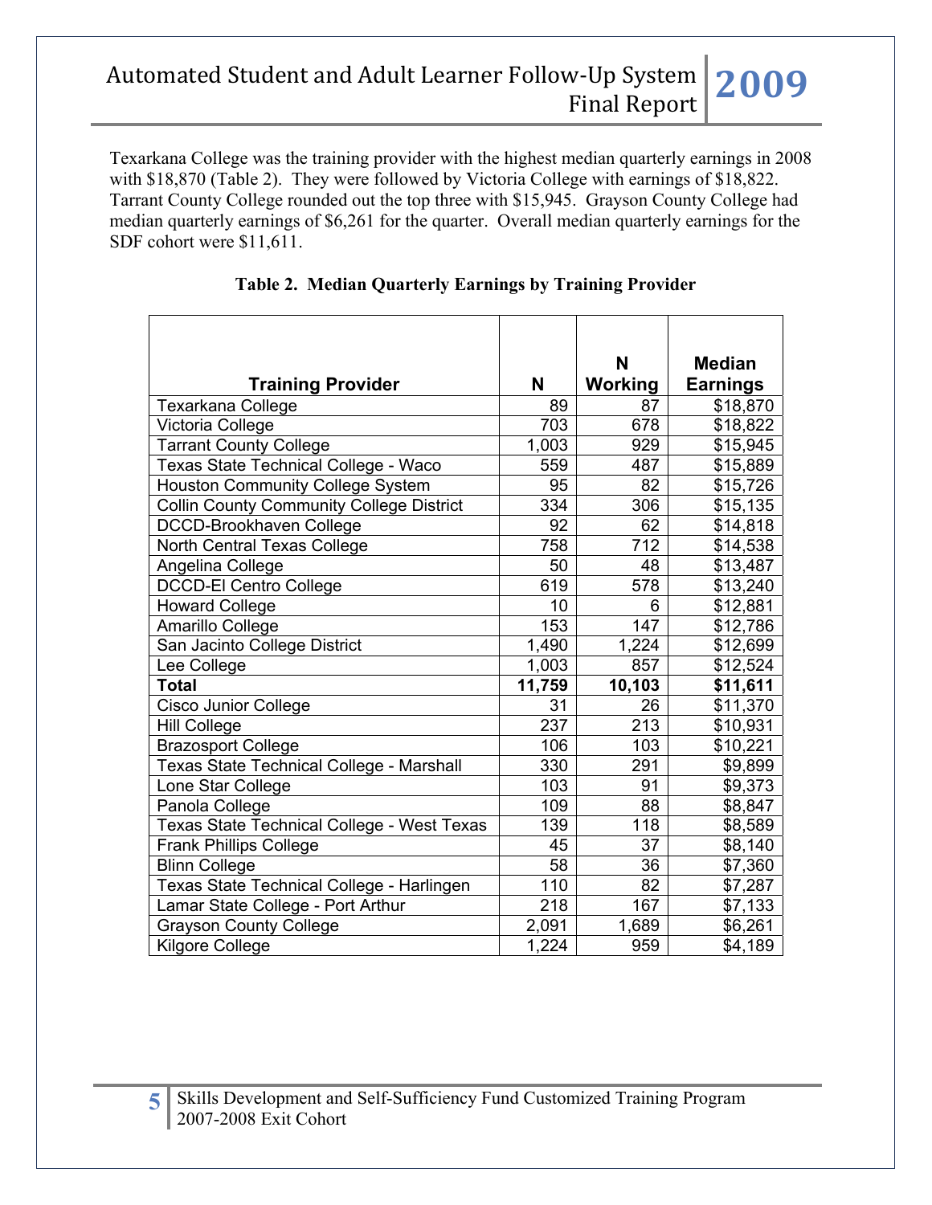Texarkana College was the training provider with the highest median quarterly earnings in 2008 with $18,870 (Table 2). They were followed by Victoria College with earnings of $18,822. Tarrant County College rounded out the top three with $15,945. Grayson County College had median quarterly earnings of $6,261 for the quarter. Overall median quarterly earnings for the SDF cohort were $11,611.

**Table 2. Median Quarterly Earnings by Training Provider**

| Training Provider | N | N Working | Median Earnings |
|---|---|---|---|
| Texarkana College | 89 | 87 | $18,870 |
| Victoria College | 703 | 678 | $18,822 |
| Tarrant County College | 1,003 | 929 | $15,945 |
| Texas State Technical College - Waco | 559 | 487 | $15,889 |
| Houston Community College System | 95 | 82 | $15,726 |
| Collin County Community College District | 334 | 306 | $15,135 |
| DCCD-Brookhaven College | 92 | 62 | $14,818 |
| North Central Texas College | 758 | 712 | $14,538 |
| Angelina College | 50 | 48 | $13,487 |
| DCCD-El Centro College | 619 | 578 | $13,240 |
| Howard College | 10 | 6 | $12,881 |
| Amarillo College | 153 | 147 | $12,786 |
| San Jacinto College District | 1,490 | 1,224 | $12,699 |
| Lee College | 1,003 | 857 | $12,524 |
| **Total** | **11,759** | **10,103** | **$11,611** |
| Cisco Junior College | 31 | 26 | $11,370 |
| Hill College | 237 | 213 | $10,931 |
| Brazosport College | 106 | 103 | $10,221 |
| Texas State Technical College - Marshall | 330 | 291 | $9,899 |
| Lone Star College | 103 | 91 | $9,373 |
| Panola College | 109 | 88 | $8,847 |
| Texas State Technical College - West Texas | 139 | 118 | $8,589 |
| Frank Phillips College | 45 | 37 | $8,140 |
| Blinn College | 58 | 36 | $7,360 |
| Texas State Technical College - Harlingen | 110 | 82 | $7,287 |
| Lamar State College - Port Arthur | 218 | 167 | $7,133 |
| Grayson County College | 2,091 | 1,689 | $6,261 |
| Kilgore College | 1,224 | 959 | $4,189 |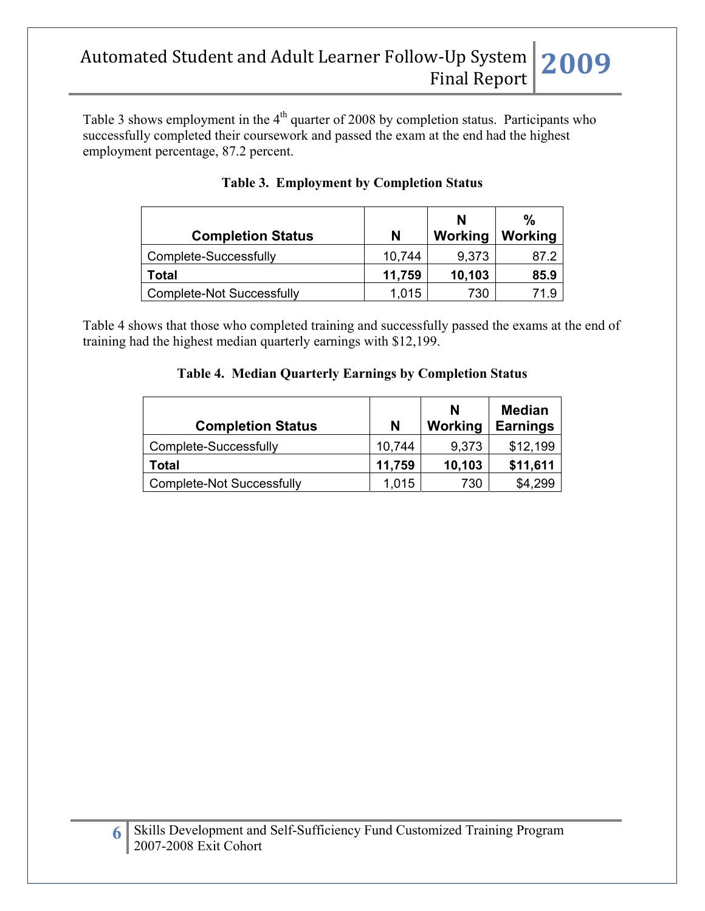Table 3 shows employment in the 4th quarter of 2008 by completion status. Participants who successfully completed their coursework and passed the exam at the end had the highest employment percentage, 87.2 percent.

**Table 3. Employment by Completion Status**

| Completion Status | N | N Working | % Working |
|---|---|---|---|
| Complete-Successfully | 10,744 | 9,373 | 87.2 |
| **Total** | **11,759** | **10,103** | **85.9** |
| Complete-Not Successfully | 1,015 | 730 | 71.9 |

Table 4 shows that those who completed training and successfully passed the exams at the end of training had the highest median quarterly earnings with $12,199.

**Table 4. Median Quarterly Earnings by Completion Status**

| Completion Status | N | N Working | Median Earnings |
|---|---|---|---|
| Complete-Successfully | 10,744 | 9,373 | $12,199 |
| **Total** | **11,759** | **10,103** | **$11,611** |
| Complete-Not Successfully | 1,015 | 730 | $4,299 |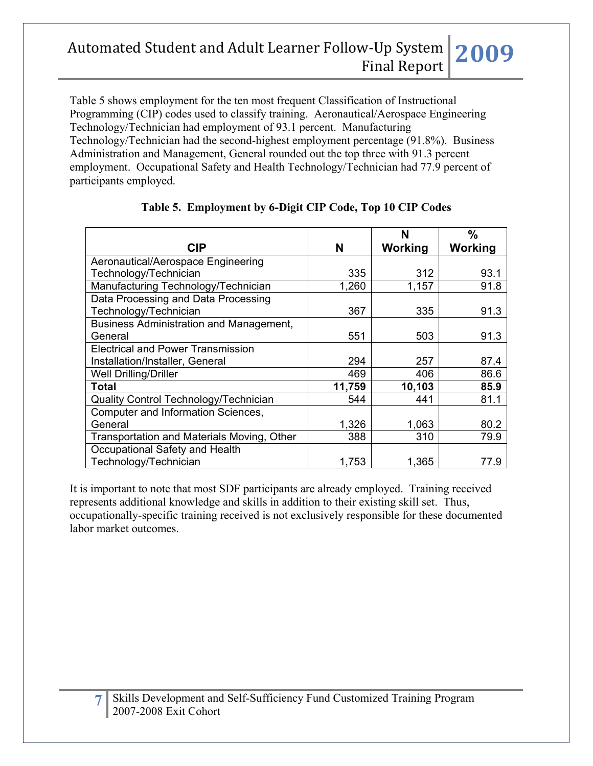Table 5 shows employment for the ten most frequent Classification of Instructional Programming (CIP) codes used to classify training. Aeronautical/Aerospace Engineering Technology/Technician had employment of 93.1 percent. Manufacturing Technology/Technician had the second-highest employment percentage (91.8%). Business Administration and Management, General rounded out the top three with 91.3 percent employment. Occupational Safety and Health Technology/Technician had 77.9 percent of participants employed.

**Table 5. Employment by 6-Digit CIP Code, Top 10 CIP Codes**

| CIP | N | N Working | % Working |
|---|---|---|---|
| Aeronautical/Aerospace Engineering Technology/Technician | 335 | 312 | 93.1 |
| Manufacturing Technology/Technician | 1,260 | 1,157 | 91.8 |
| Data Processing and Data Processing Technology/Technician | 367 | 335 | 91.3 |
| Business Administration and Management, General | 551 | 503 | 91.3 |
| Electrical and Power Transmission Installation/Installer, General | 294 | 257 | 87.4 |
| Well Drilling/Driller | 469 | 406 | 86.6 |
| **Total** | **11,759** | **10,103** | **85.9** |
| Quality Control Technology/Technician | 544 | 441 | 81.1 |
| Computer and Information Sciences, General | 1,326 | 1,063 | 80.2 |
| Transportation and Materials Moving, Other | 388 | 310 | 79.9 |
| Occupational Safety and Health Technology/Technician | 1,753 | 1,365 | 77.9 |

It is important to note that most SDF participants are already employed. Training received represents additional knowledge and skills in addition to their existing skill set. Thus, occupationally-specific training received is not exclusively responsible for these documented labor market outcomes.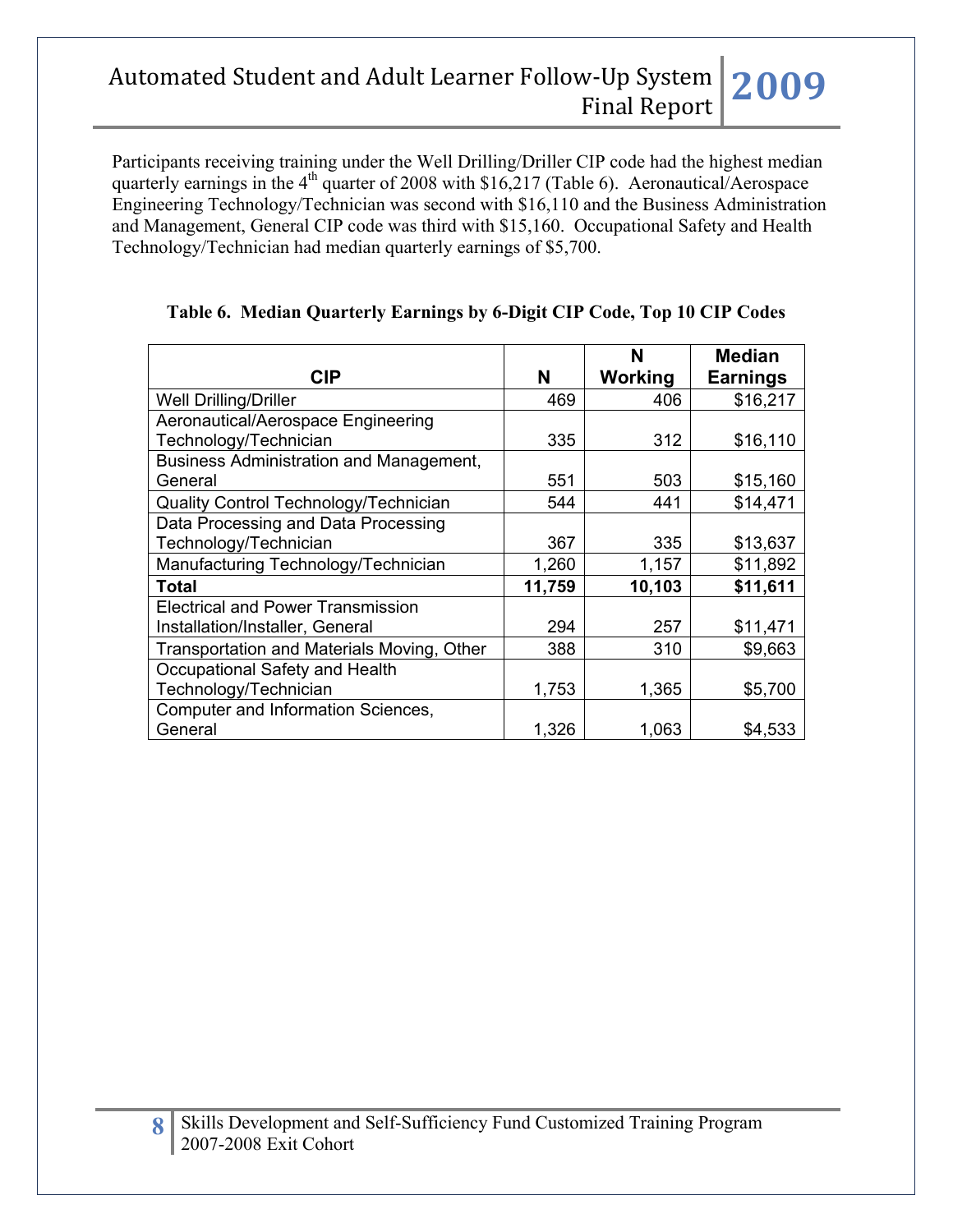Participants receiving training under the Well Drilling/Driller CIP code had the highest median quarterly earnings in the 4th quarter of 2008 with $16,217 (Table 6). Aeronautical/Aerospace Engineering Technology/Technician was second with $16,110 and the Business Administration and Management, General CIP code was third with $15,160. Occupational Safety and Health Technology/Technician had median quarterly earnings of $5,700.

**Table 6. Median Quarterly Earnings by 6-Digit CIP Code, Top 10 CIP Codes**

| CIP | N | N Working | Median Earnings |
|---|---|---|---|
| Well Drilling/Driller | 469 | 406 | $16,217 |
| Aeronautical/Aerospace Engineering Technology/Technician | 335 | 312 | $16,110 |
| Business Administration and Management, General | 551 | 503 | $15,160 |
| Quality Control Technology/Technician | 544 | 441 | $14,471 |
| Data Processing and Data Processing Technology/Technician | 367 | 335 | $13,637 |
| Manufacturing Technology/Technician | 1,260 | 1,157 | $11,892 |
| **Total** | **11,759** | **10,103** | **$11,611** |
| Electrical and Power Transmission Installation/Installer, General | 294 | 257 | $11,471 |
| Transportation and Materials Moving, Other | 388 | 310 | $9,663 |
| Occupational Safety and Health Technology/Technician | 1,753 | 1,365 | $5,700 |
| Computer and Information Sciences, General | 1,326 | 1,063 | $4,533 |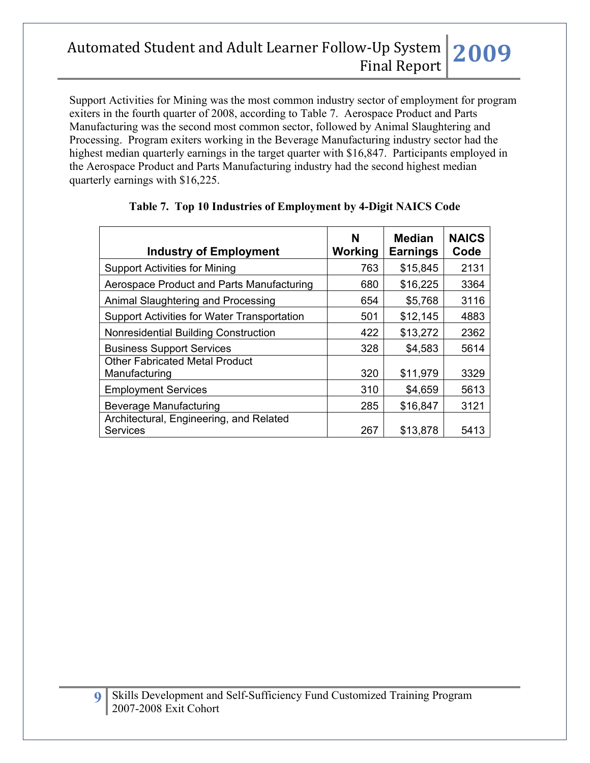Support Activities for Mining was the most common industry sector of employment for program exiters in the fourth quarter of 2008, according to Table 7. Aerospace Product and Parts Manufacturing was the second most common sector, followed by Animal Slaughtering and Processing. Program exiters working in the Beverage Manufacturing industry sector had the highest median quarterly earnings in the target quarter with $16,847. Participants employed in the Aerospace Product and Parts Manufacturing industry had the second highest median quarterly earnings with $16,225.

**Table 7. Top 10 Industries of Employment by 4-Digit NAICS Code**

| Industry of Employment | N Working | Median Earnings | NAICS Code |
|---|---|---|---|
| Support Activities for Mining | 763 | $15,845 | 2131 |
| Aerospace Product and Parts Manufacturing | 680 | $16,225 | 3364 |
| Animal Slaughtering and Processing | 654 | $5,768 | 3116 |
| Support Activities for Water Transportation | 501 | $12,145 | 4883 |
| Nonresidential Building Construction | 422 | $13,272 | 2362 |
| Business Support Services | 328 | $4,583 | 5614 |
| Other Fabricated Metal Product Manufacturing | 320 | $11,979 | 3329 |
| Employment Services | 310 | $4,659 | 5613 |
| Beverage Manufacturing | 285 | $16,847 | 3121 |
| Architectural, Engineering, and Related Services | 267 | $13,878 | 5413 |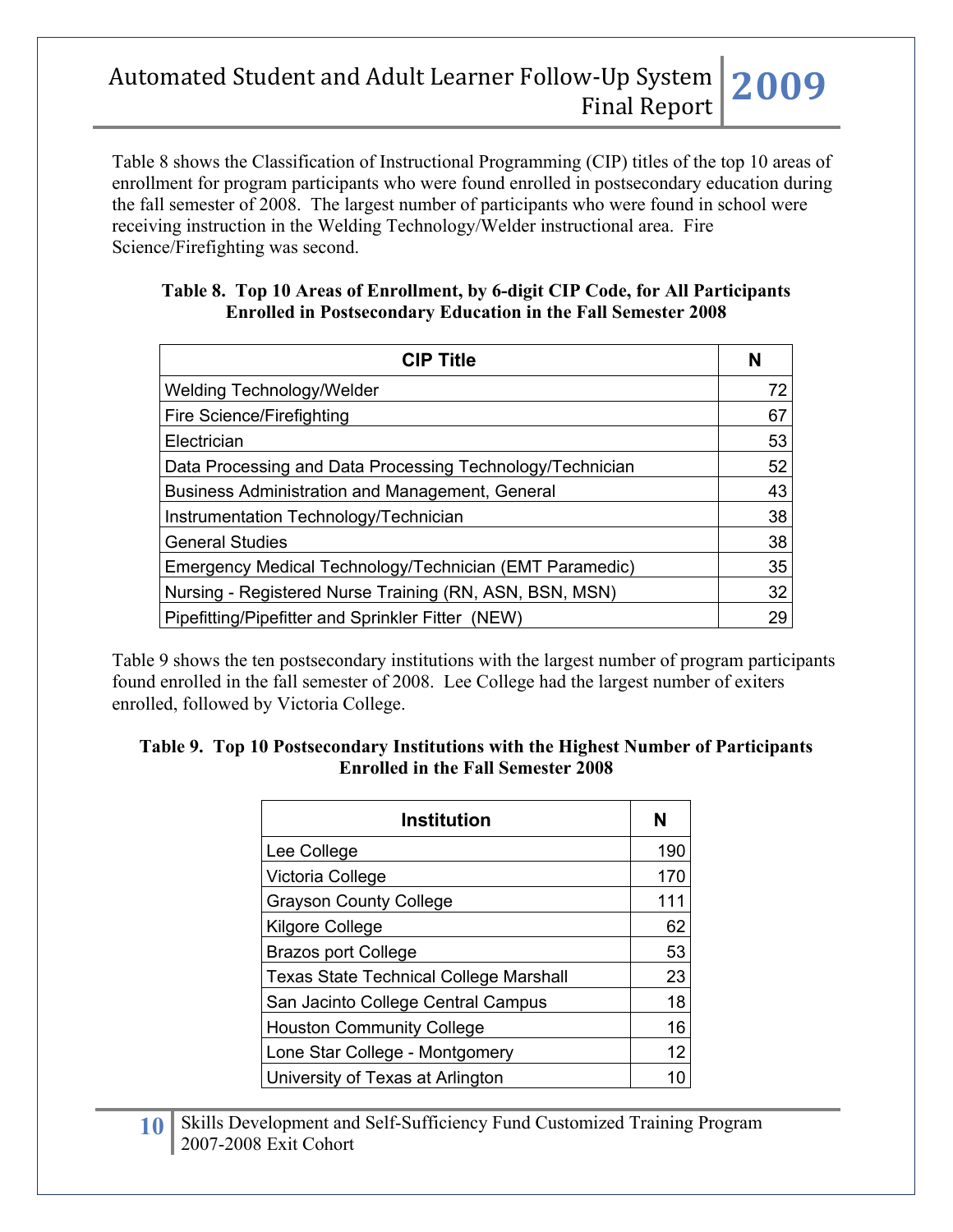Table 8 shows the Classification of Instructional Programming (CIP) titles of the top 10 areas of enrollment for program participants who were found enrolled in postsecondary education during the fall semester of 2008. The largest number of participants who were found in school were receiving instruction in the Welding Technology/Welder instructional area. Fire Science/Firefighting was second.

**Table 8. Top 10 Areas of Enrollment, by 6-digit CIP Code, for All Participants Enrolled in Postsecondary Education in the Fall Semester 2008**

| CIP Title | N |
|---|---|
| Welding Technology/Welder | 72 |
| Fire Science/Firefighting | 67 |
| Electrician | 53 |
| Data Processing and Data Processing Technology/Technician | 52 |
| Business Administration and Management, General | 43 |
| Instrumentation Technology/Technician | 38 |
| General Studies | 38 |
| Emergency Medical Technology/Technician (EMT Paramedic) | 35 |
| Nursing - Registered Nurse Training (RN, ASN, BSN, MSN) | 32 |
| Pipefitting/Pipefitter and Sprinkler Fitter (NEW) | 29 |

Table 9 shows the ten postsecondary institutions with the largest number of program participants found enrolled in the fall semester of 2008. Lee College had the largest number of exiters enrolled, followed by Victoria College.

**Table 9. Top 10 Postsecondary Institutions with the Highest Number of Participants Enrolled in the Fall Semester 2008**

| Institution | N |
|---|---|
| Lee College | 190 |
| Victoria College | 170 |
| Grayson County College | 111 |
| Kilgore College | 62 |
| Brazos port College | 53 |
| Texas State Technical College Marshall | 23 |
| San Jacinto College Central Campus | 18 |
| Houston Community College | 16 |
| Lone Star College - Montgomery | 12 |
| University of Texas at Arlington | 10 |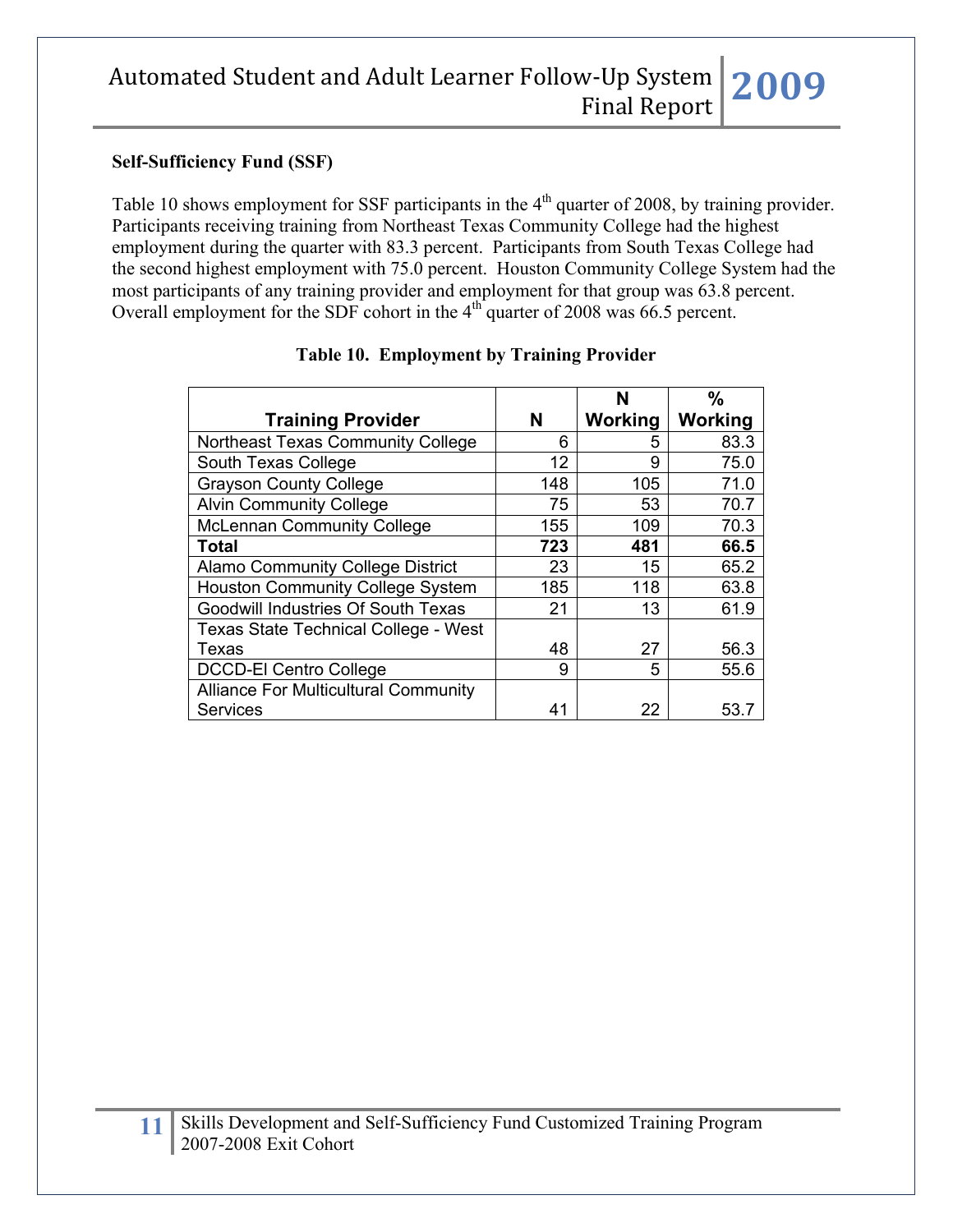**Self-Sufficiency Fund (SSF)**

Table 10 shows employment for SSF participants in the 4th quarter of 2008, by training provider. Participants receiving training from Northeast Texas Community College had the highest employment during the quarter with 83.3 percent. Participants from South Texas College had the second highest employment with 75.0 percent. Houston Community College System had the most participants of any training provider and employment for that group was 63.8 percent. Overall employment for the SDF cohort in the 4th quarter of 2008 was 66.5 percent.

**Table 10. Employment by Training Provider**

| Training Provider | N | N Working | % Working |
|---|---|---|---|
| Northeast Texas Community College | 6 | 5 | 83.3 |
| South Texas College | 12 | 9 | 75.0 |
| Grayson County College | 148 | 105 | 71.0 |
| Alvin Community College | 75 | 53 | 70.7 |
| McLennan Community College | 155 | 109 | 70.3 |
| **Total** | **723** | **481** | **66.5** |
| Alamo Community College District | 23 | 15 | 65.2 |
| Houston Community College System | 185 | 118 | 63.8 |
| Goodwill Industries Of South Texas | 21 | 13 | 61.9 |
| Texas State Technical College - West Texas | 48 | 27 | 56.3 |
| DCCD-El Centro College | 9 | 5 | 55.6 |
| Alliance For Multicultural Community Services | 41 | 22 | 53.7 |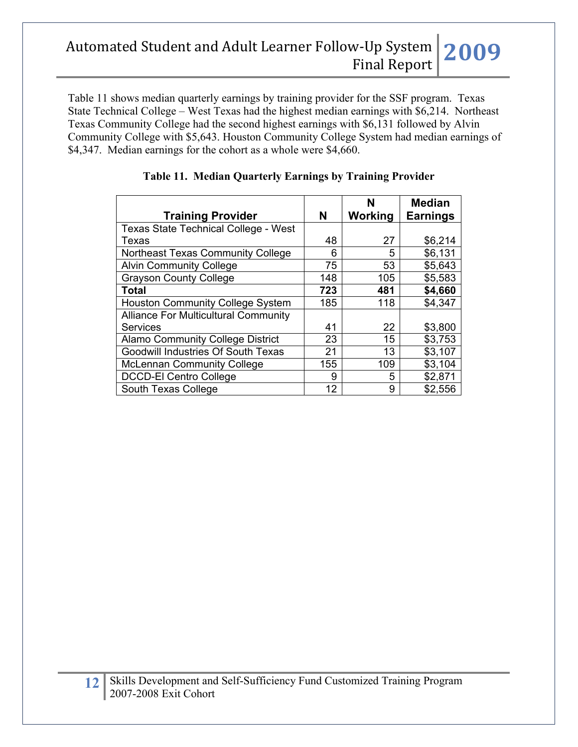Table 11 shows median quarterly earnings by training provider for the SSF program. Texas State Technical College – West Texas had the highest median earnings with $6,214. Northeast Texas Community College had the second highest earnings with $6,131 followed by Alvin Community College with $5,643. Houston Community College System had median earnings of $4,347. Median earnings for the cohort as a whole were $4,660.

**Table 11. Median Quarterly Earnings by Training Provider**

| Training Provider | N | N Working | Median Earnings |
|---|---|---|---|
| Texas State Technical College - West Texas | 48 | 27 | $6,214 |
| Northeast Texas Community College | 6 | 5 | $6,131 |
| Alvin Community College | 75 | 53 | $5,643 |
| Grayson County College | 148 | 105 | $5,583 |
| **Total** | **723** | **481** | **$4,660** |
| Houston Community College System | 185 | 118 | $4,347 |
| Alliance For Multicultural Community Services | 41 | 22 | $3,800 |
| Alamo Community College District | 23 | 15 | $3,753 |
| Goodwill Industries Of South Texas | 21 | 13 | $3,107 |
| McLennan Community College | 155 | 109 | $3,104 |
| DCCD-El Centro College | 9 | 5 | $2,871 |
| South Texas College | 12 | 9 | $2,556 |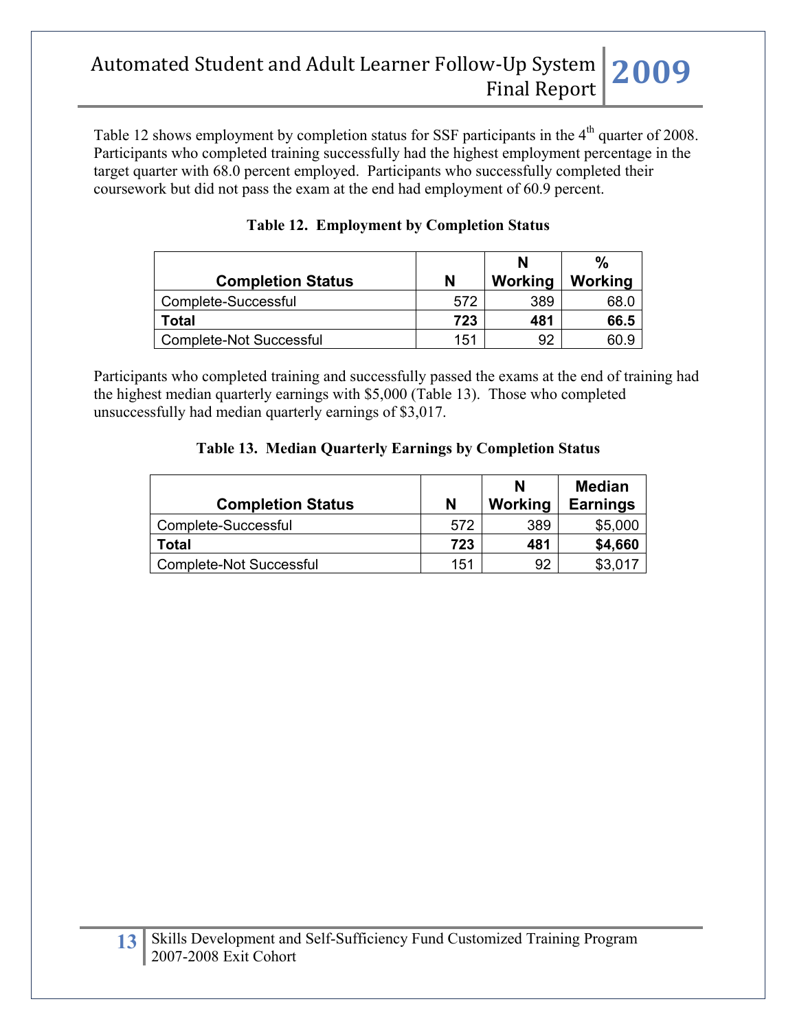Table 12 shows employment by completion status for SSF participants in the 4th quarter of 2008. Participants who completed training successfully had the highest employment percentage in the target quarter with 68.0 percent employed. Participants who successfully completed their coursework but did not pass the exam at the end had employment of 60.9 percent.

**Table 12. Employment by Completion Status**

| Completion Status | N | N Working | % Working |
|---|---|---|---|
| Complete-Successful | 572 | 389 | 68.0 |
| **Total** | **723** | **481** | **66.5** |
| Complete-Not Successful | 151 | 92 | 60.9 |

Participants who completed training and successfully passed the exams at the end of training had the highest median quarterly earnings with $5,000 (Table 13). Those who completed unsuccessfully had median quarterly earnings of $3,017.

**Table 13. Median Quarterly Earnings by Completion Status**

| Completion Status | N | N Working | Median Earnings |
|---|---|---|---|
| Complete-Successful | 572 | 389 | $5,000 |
| **Total** | **723** | **481** | **$4,660** |
| Complete-Not Successful | 151 | 92 | $3,017 |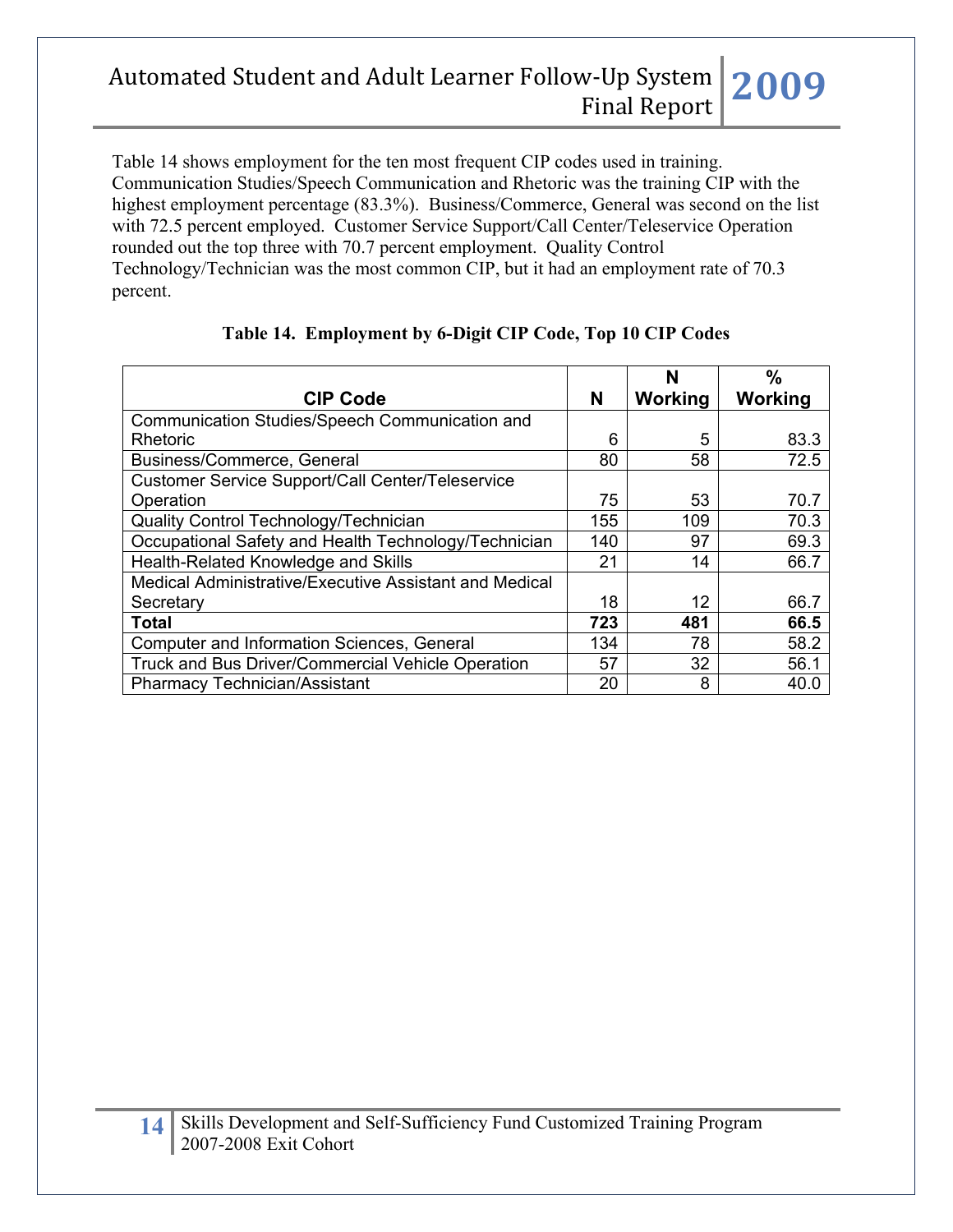Table 14 shows employment for the ten most frequent CIP codes used in training. Communication Studies/Speech Communication and Rhetoric was the training CIP with the highest employment percentage (83.3%). Business/Commerce, General was second on the list with 72.5 percent employed. Customer Service Support/Call Center/Teleservice Operation rounded out the top three with 70.7 percent employment. Quality Control Technology/Technician was the most common CIP, but it had an employment rate of 70.3 percent.

**Table 14. Employment by 6-Digit CIP Code, Top 10 CIP Codes**

| CIP Code | N | N Working | % Working |
|---|---|---|---|
| Communication Studies/Speech Communication and Rhetoric | 6 | 5 | 83.3 |
| Business/Commerce, General | 80 | 58 | 72.5 |
| Customer Service Support/Call Center/Teleservice Operation | 75 | 53 | 70.7 |
| Quality Control Technology/Technician | 155 | 109 | 70.3 |
| Occupational Safety and Health Technology/Technician | 140 | 97 | 69.3 |
| Health-Related Knowledge and Skills | 21 | 14 | 66.7 |
| Medical Administrative/Executive Assistant and Medical Secretary | 18 | 12 | 66.7 |
| **Total** | **723** | **481** | **66.5** |
| Computer and Information Sciences, General | 134 | 78 | 58.2 |
| Truck and Bus Driver/Commercial Vehicle Operation | 57 | 32 | 56.1 |
| Pharmacy Technician/Assistant | 20 | 8 | 40.0 |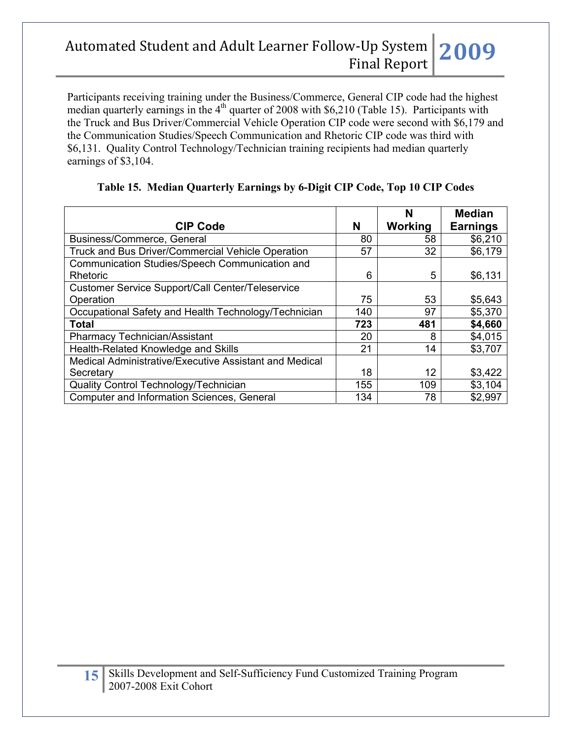Participants receiving training under the Business/Commerce, General CIP code had the highest median quarterly earnings in the 4th quarter of 2008 with $6,210 (Table 15). Participants with the Truck and Bus Driver/Commercial Vehicle Operation CIP code were second with $6,179 and the Communication Studies/Speech Communication and Rhetoric CIP code was third with $6,131. Quality Control Technology/Technician training recipients had median quarterly earnings of $3,104.

**Table 15. Median Quarterly Earnings by 6-Digit CIP Code, Top 10 CIP Codes**

| CIP Code | N | N Working | Median Earnings |
|---|---|---|---|
| Business/Commerce, General | 80 | 58 | $6,210 |
| Truck and Bus Driver/Commercial Vehicle Operation | 57 | 32 | $6,179 |
| Communication Studies/Speech Communication and Rhetoric | 6 | 5 | $6,131 |
| Customer Service Support/Call Center/Teleservice Operation | 75 | 53 | $5,643 |
| Occupational Safety and Health Technology/Technician | 140 | 97 | $5,370 |
| **Total** | **723** | **481** | **$4,660** |
| Pharmacy Technician/Assistant | 20 | 8 | $4,015 |
| Health-Related Knowledge and Skills | 21 | 14 | $3,707 |
| Medical Administrative/Executive Assistant and Medical Secretary | 18 | 12 | $3,422 |
| Quality Control Technology/Technician | 155 | 109 | $3,104 |
| Computer and Information Sciences, General | 134 | 78 | $2,997 |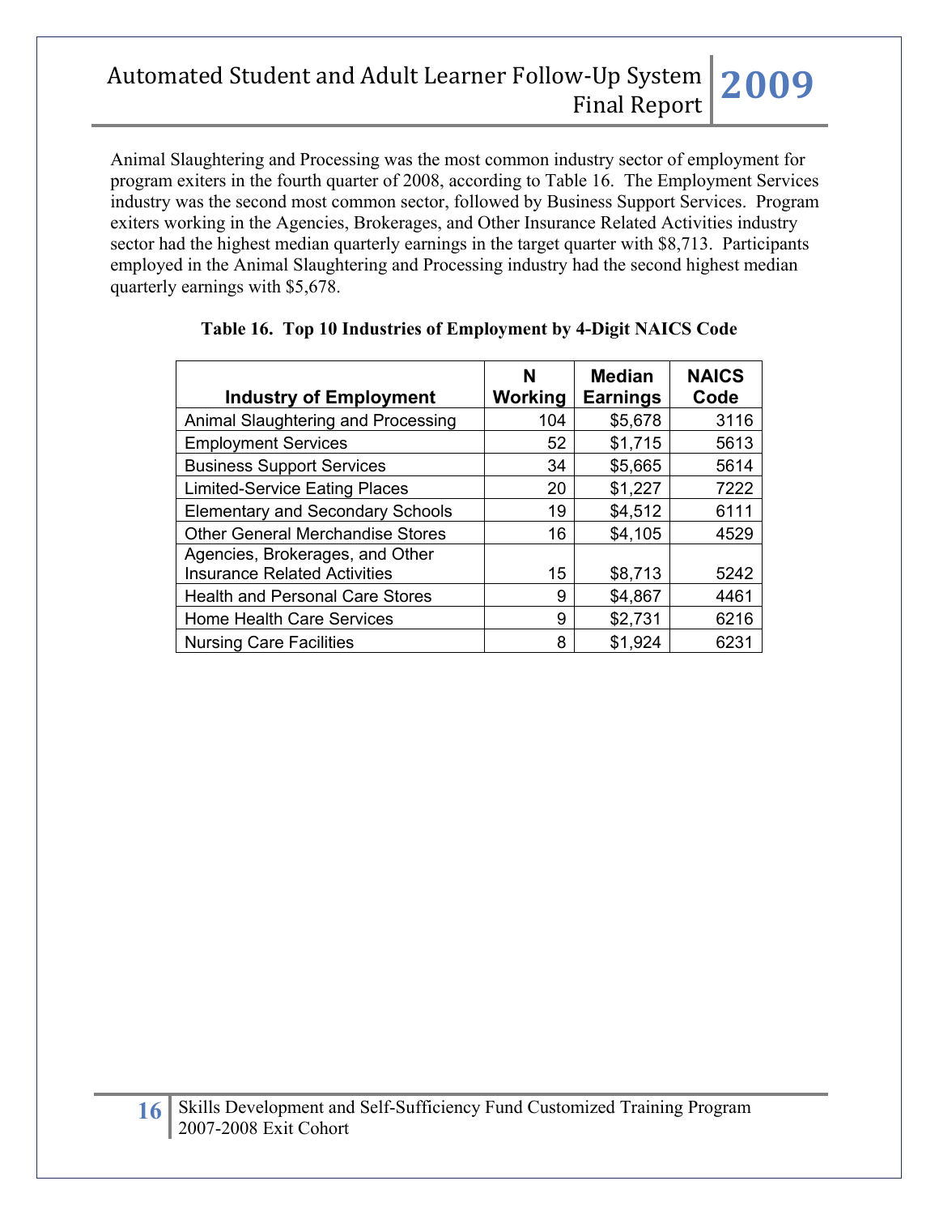Animal Slaughtering and Processing was the most common industry sector of employment for program exiters in the fourth quarter of 2008, according to Table 16. The Employment Services industry was the second most common sector, followed by Business Support Services. Program exiters working in the Agencies, Brokerages, and Other Insurance Related Activities industry sector had the highest median quarterly earnings in the target quarter with $8,713. Participants employed in the Animal Slaughtering and Processing industry had the second highest median quarterly earnings with $5,678.

**Table 16. Top 10 Industries of Employment by 4-Digit NAICS Code**

| Industry of Employment | N Working | Median Earnings | NAICS Code |
|---|---|---|---|
| Animal Slaughtering and Processing | 104 | $5,678 | 3116 |
| Employment Services | 52 | $1,715 | 5613 |
| Business Support Services | 34 | $5,665 | 5614 |
| Limited-Service Eating Places | 20 | $1,227 | 7222 |
| Elementary and Secondary Schools | 19 | $4,512 | 6111 |
| Other General Merchandise Stores | 16 | $4,105 | 4529 |
| Agencies, Brokerages, and Other Insurance Related Activities | 15 | $8,713 | 5242 |
| Health and Personal Care Stores | 9 | $4,867 | 4461 |
| Home Health Care Services | 9 | $2,731 | 6216 |
| Nursing Care Facilities | 8 | $1,924 | 6231 |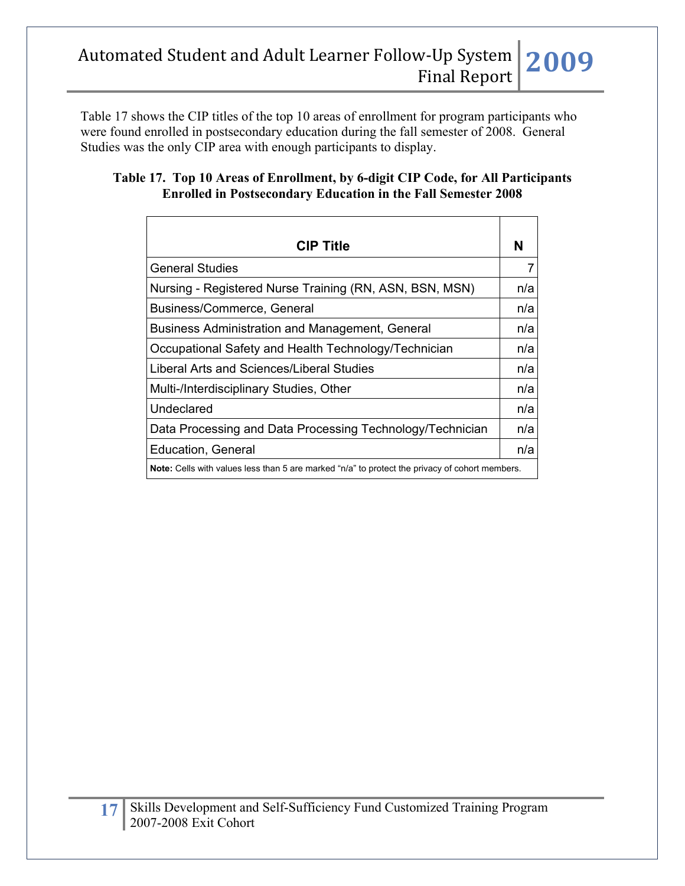Table 17 shows the CIP titles of the top 10 areas of enrollment for program participants who were found enrolled in postsecondary education during the fall semester of 2008. General Studies was the only CIP area with enough participants to display.

**Table 17. Top 10 Areas of Enrollment, by 6-digit CIP Code, for All Participants Enrolled in Postsecondary Education in the Fall Semester 2008**

| CIP Title | N |
|---|---|
| General Studies | 7 |
| Nursing - Registered Nurse Training (RN, ASN, BSN, MSN) | n/a |
| Business/Commerce, General | n/a |
| Business Administration and Management, General | n/a |
| Occupational Safety and Health Technology/Technician | n/a |
| Liberal Arts and Sciences/Liberal Studies | n/a |
| Multi-/Interdisciplinary Studies, Other | n/a |
| Undeclared | n/a |
| Data Processing and Data Processing Technology/Technician | n/a |
| Education, General | n/a |

**Note:** Cells with values less than 5 are marked "n/a" to protect the privacy of cohort members.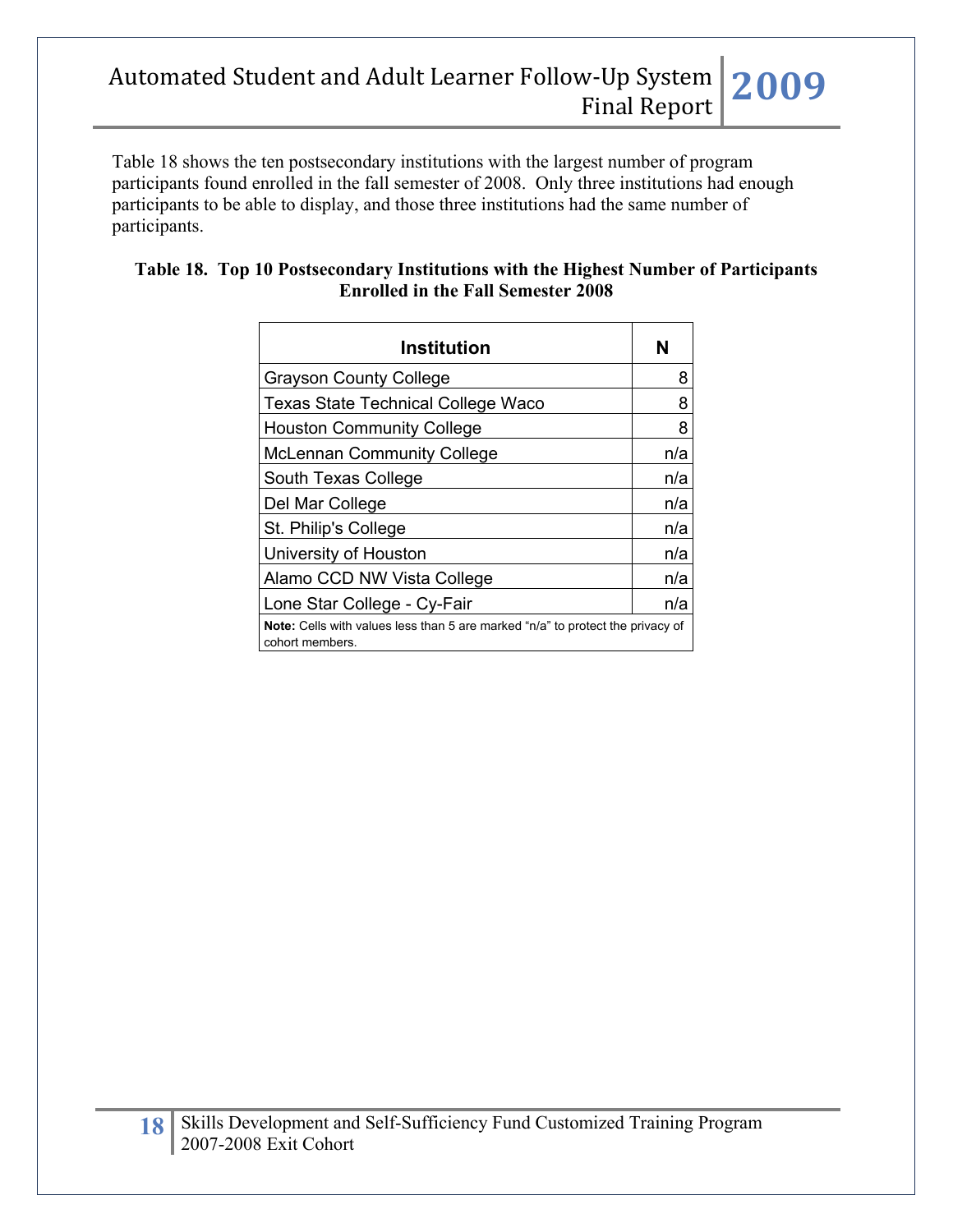Table 18 shows the ten postsecondary institutions with the largest number of program participants found enrolled in the fall semester of 2008. Only three institutions had enough participants to be able to display, and those three institutions had the same number of participants.

**Table 18. Top 10 Postsecondary Institutions with the Highest Number of Participants Enrolled in the Fall Semester 2008**

| Institution | N |
|---|---|
| Grayson County College | 8 |
| Texas State Technical College Waco | 8 |
| Houston Community College | 8 |
| McLennan Community College | n/a |
| South Texas College | n/a |
| Del Mar College | n/a |
| St. Philip's College | n/a |
| University of Houston | n/a |
| Alamo CCD NW Vista College | n/a |
| Lone Star College - Cy-Fair | n/a |

**Note:** Cells with values less than 5 are marked "n/a" to protect the privacy of cohort members.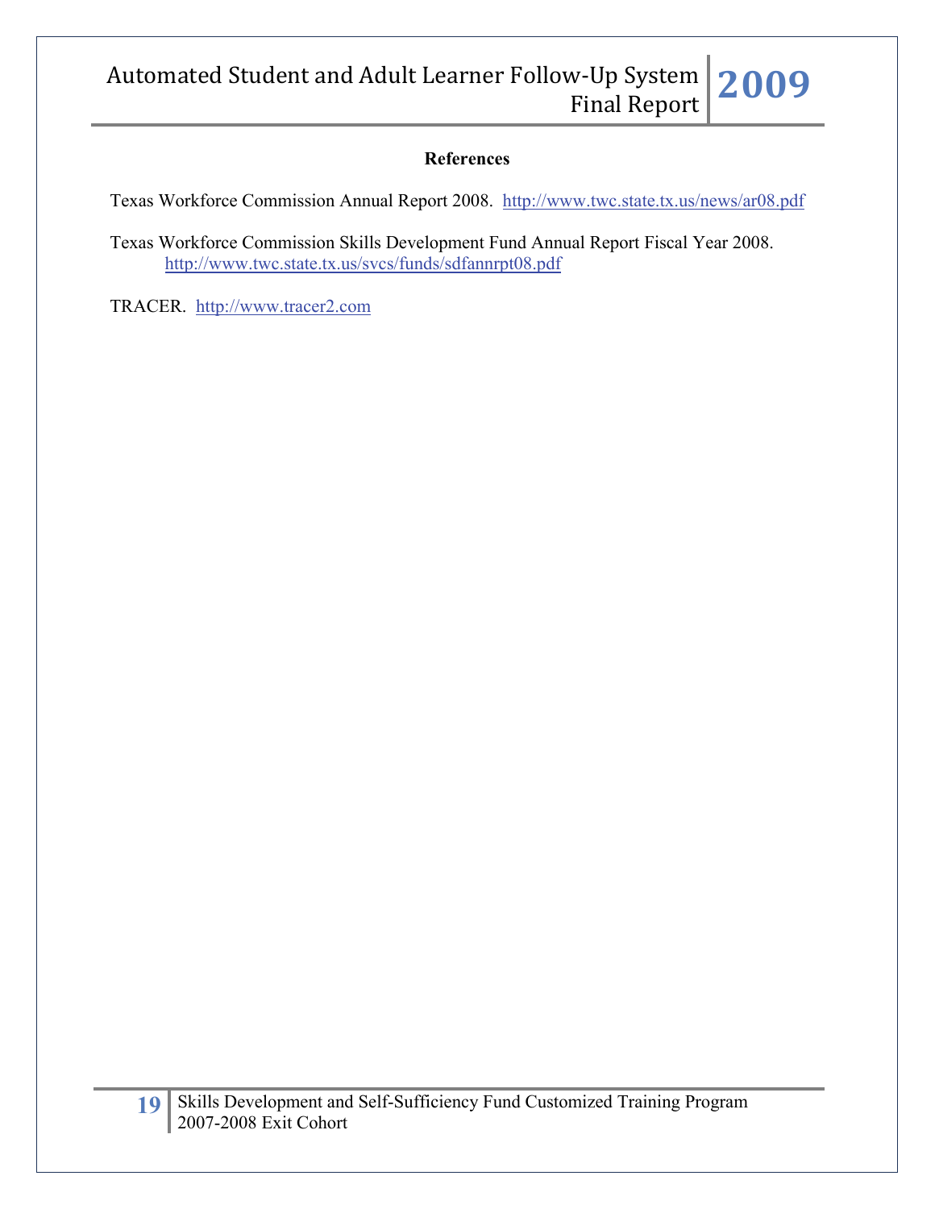## References

Texas Workforce Commission Annual Report 2008. http://www.twc.state.tx.us/news/ar08.pdf

Texas Workforce Commission Skills Development Fund Annual Report Fiscal Year 2008. http://www.twc.state.tx.us/svcs/funds/sdfannrpt08.pdf

TRACER. http://www.tracer2.com